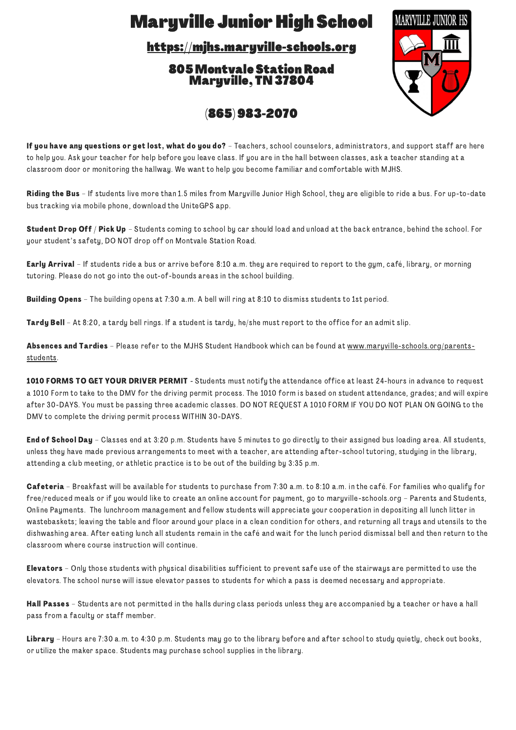# Maryville Junior High School

[https://mjhs.maryville-schools.org](https://mjhs.maryville-schools.org)

**805 Montvale Station Road**
**Maryville, TN 37804**

**(865) 983-2070**

**If you have any questions or get lost, what do you do?** – Teachers, school counselors, administrators, and support staff are here to help you. Ask your teacher for help before you leave class. If you are in the hall between classes, ask a teacher standing at a classroom door or monitoring the hallway. We want to help you become familiar and comfortable with MJHS.

**Riding the Bus** – If students live more than 1.5 miles from Maryville Junior High School, they are eligible to ride a bus. For up-to-date bus tracking via mobile phone, download the UniteGPS app.

**Student Drop Off / Pick Up** – Students coming to school by car should load and unload at the back entrance, behind the school. For your student's safety, DO NOT drop off on Montvale Station Road.

**Early Arrival** – If students ride a bus or arrive before 8:10 a.m. they are required to report to the gym, café, library, or morning tutoring. Please do not go into the out-of-bounds areas in the school building.

**Building Opens** – The building opens at 7:30 a.m. A bell will ring at 8:10 to dismiss students to 1st period.

**Tardy Bell** – At 8:20, a tardy bell rings. If a student is tardy, he/she must report to the office for an admit slip.

**Absences and Tardies** – Please refer to the MJHS Student Handbook which can be found at [www.maryville-schools.org/parents-students](www.maryville-schools.org/parents-students).

**1010 FORMS TO GET YOUR DRIVER PERMIT** - Students must notify the attendance office at least 24-hours in advance to request a 1010 Form to take to the DMV for the driving permit process. The 1010 form is based on student attendance, grades; and will expire after 30-DAYS. You must be passing three academic classes. DO NOT REQUEST A 1010 FORM IF YOU DO NOT PLAN ON GOING to the DMV to complete the driving permit process WITHIN 30-DAYS.

**End of School Day** – Classes end at 3:20 p.m. Students have 5 minutes to go directly to their assigned bus loading area. All students, unless they have made previous arrangements to meet with a teacher, are attending after-school tutoring, studying in the library, attending a club meeting, or athletic practice is to be out of the building by 3:35 p.m.

**Cafeteria** – Breakfast will be available for students to purchase from 7:30 a.m. to 8:10 a.m. in the café. For families who qualify for free/reduced meals or if you would like to create an online account for payment, go to maryville-schools.org – Parents and Students, Online Payments. The lunchroom management and fellow students will appreciate your cooperation in depositing all lunch litter in wastebaskets; leaving the table and floor around your place in a clean condition for others, and returning all trays and utensils to the dishwashing area. After eating lunch all students remain in the café and wait for the lunch period dismissal bell and then return to the classroom where course instruction will continue.

**Elevators** – Only those students with physical disabilities sufficient to prevent safe use of the stairways are permitted to use the elevators. The school nurse will issue elevator passes to students for which a pass is deemed necessary and appropriate.

**Hall Passes** – Students are not permitted in the halls during class periods unless they are accompanied by a teacher or have a hall pass from a faculty or staff member.

**Library** – Hours are 7:30 a.m. to 4:30 p.m. Students may go to the library before and after school to study quietly, check out books, or utilize the maker space. Students may purchase school supplies in the library.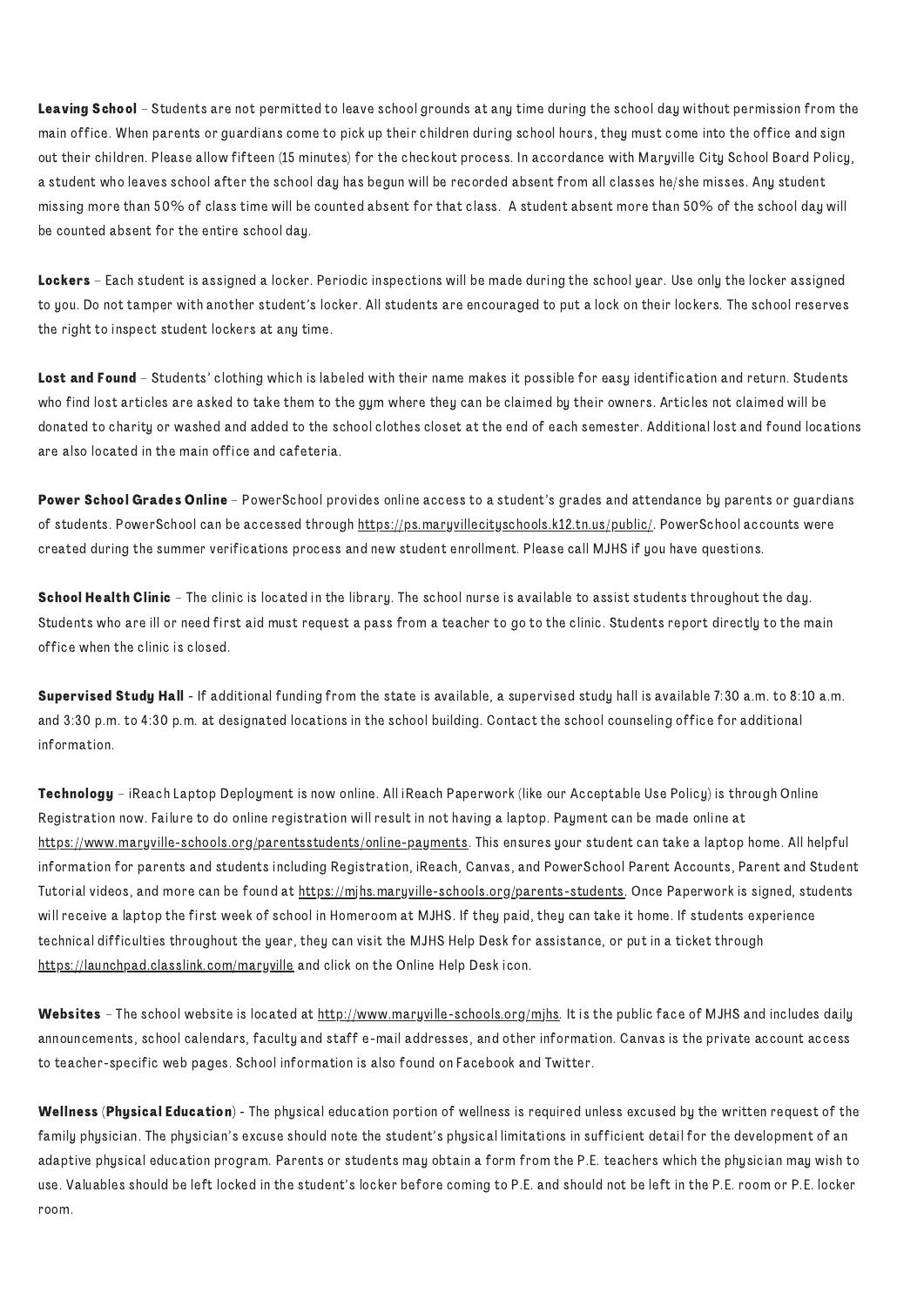**Leaving School** – Students are not permitted to leave school grounds at any time during the school day without permission from the main office. When parents or guardians come to pick up their children during school hours, they must come into the office and sign out their children. Please allow fifteen (15 minutes) for the checkout process. In accordance with Maryville City School Board Policy, a student who leaves school after the school day has begun will be recorded absent from all classes he/she misses. Any student missing more than 50% of class time will be counted absent for that class. A student absent more than 50% of the school day will be counted absent for the entire school day.

**Lockers** – Each student is assigned a locker. Periodic inspections will be made during the school year. Use only the locker assigned to you. Do not tamper with another student's locker. All students are encouraged to put a lock on their lockers. The school reserves the right to inspect student lockers at any time.

**Lost and Found** – Students' clothing which is labeled with their name makes it possible for easy identification and return. Students who find lost articles are asked to take them to the gym where they can be claimed by their owners. Articles not claimed will be donated to charity or washed and added to the school clothes closet at the end of each semester. Additional lost and found locations are also located in the main office and cafeteria.

**Power School Grades Online** – PowerSchool provides online access to a student's grades and attendance by parents or guardians of students. PowerSchool can be accessed through https://ps.maryvillecityschools.k12.tn.us/public/. PowerSchool accounts were created during the summer verifications process and new student enrollment. Please call MJHS if you have questions.

**School Health Clinic** – The clinic is located in the library. The school nurse is available to assist students throughout the day. Students who are ill or need first aid must request a pass from a teacher to go to the clinic. Students report directly to the main office when the clinic is closed.

**Supervised Study Hall** - If additional funding from the state is available, a supervised study hall is available 7:30 a.m. to 8:10 a.m. and 3:30 p.m. to 4:30 p.m. at designated locations in the school building. Contact the school counseling office for additional information.

**Technology** – iReach Laptop Deployment is now online. All iReach Paperwork (like our Acceptable Use Policy) is through Online Registration now. Failure to do online registration will result in not having a laptop. Payment can be made online at https://www.maryville-schools.org/parentsstudents/online-payments. This ensures your student can take a laptop home. All helpful information for parents and students including Registration, iReach, Canvas, and PowerSchool Parent Accounts, Parent and Student Tutorial videos, and more can be found at https://mjhs.maryville-schools.org/parents-students. Once Paperwork is signed, students will receive a laptop the first week of school in Homeroom at MJHS. If they paid, they can take it home. If students experience technical difficulties throughout the year, they can visit the MJHS Help Desk for assistance, or put in a ticket through https://launchpad.classlink.com/maryville and click on the Online Help Desk icon.

**Websites** – The school website is located at http://www.maryville-schools.org/mjhs. It is the public face of MJHS and includes daily announcements, school calendars, faculty and staff e-mail addresses, and other information. Canvas is the private account access to teacher-specific web pages. School information is also found on Facebook and Twitter.

**Wellness (Physical Education)** - The physical education portion of wellness is required unless excused by the written request of the family physician. The physician's excuse should note the student's physical limitations in sufficient detail for the development of an adaptive physical education program. Parents or students may obtain a form from the P.E. teachers which the physician may wish to use. Valuables should be left locked in the student's locker before coming to P.E. and should not be left in the P.E. room or P.E. locker room.